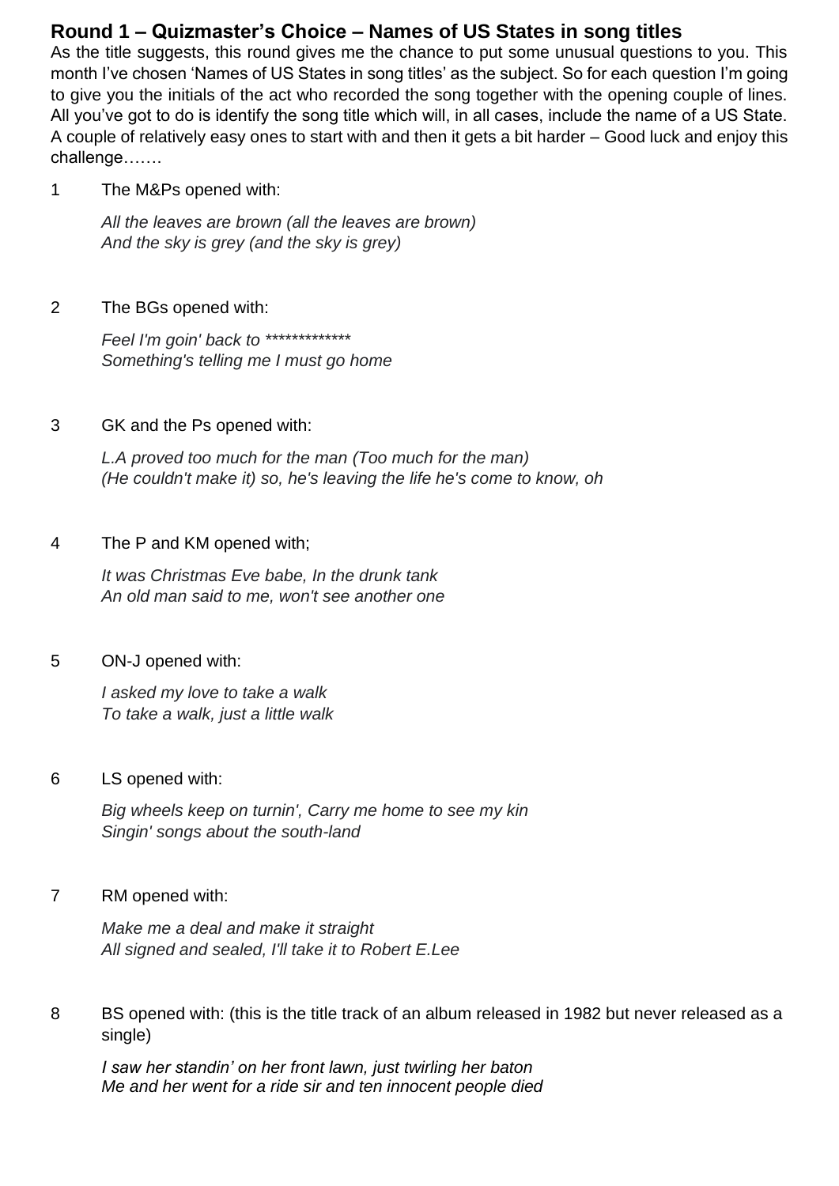## Round 1 – Quizmaster's Choice – Names of US States in song titles

As the title suggests, this round gives me the chance to put some unusual questions to you. This month I've chosen 'Names of US States in song titles' as the subject. So for each question I'm going to give you the initials of the act who recorded the song together with the opening couple of lines. All you've got to do is identify the song title which will, in all cases, include the name of a US State. A couple of relatively easy ones to start with and then it gets a bit harder – Good luck and enjoy this challenge…….

1 The M&Ps opened with:

*All the leaves are brown (all the leaves are brown)*
*And the sky is grey (and the sky is grey)*

2 The BGs opened with:

*Feel I'm goin' back to \*\*\*\*\*\*\*\*\*\*\*\*\**
*Something's telling me I must go home*

3 GK and the Ps opened with:

*L.A proved too much for the man (Too much for the man)*
*(He couldn't make it) so, he's leaving the life he's come to know, oh*

4 The P and KM opened with;

*It was Christmas Eve babe, In the drunk tank*
*An old man said to me, won't see another one*

5 ON-J opened with:

*I asked my love to take a walk*
*To take a walk, just a little walk*

6 LS opened with:

*Big wheels keep on turnin', Carry me home to see my kin*
*Singin' songs about the south-land*

7 RM opened with:

*Make me a deal and make it straight*
*All signed and sealed, I'll take it to Robert E.Lee*

8 BS opened with: (this is the title track of an album released in 1982 but never released as a single)

*I saw her standin' on her front lawn, just twirling her baton*
*Me and her went for a ride sir and ten innocent people died*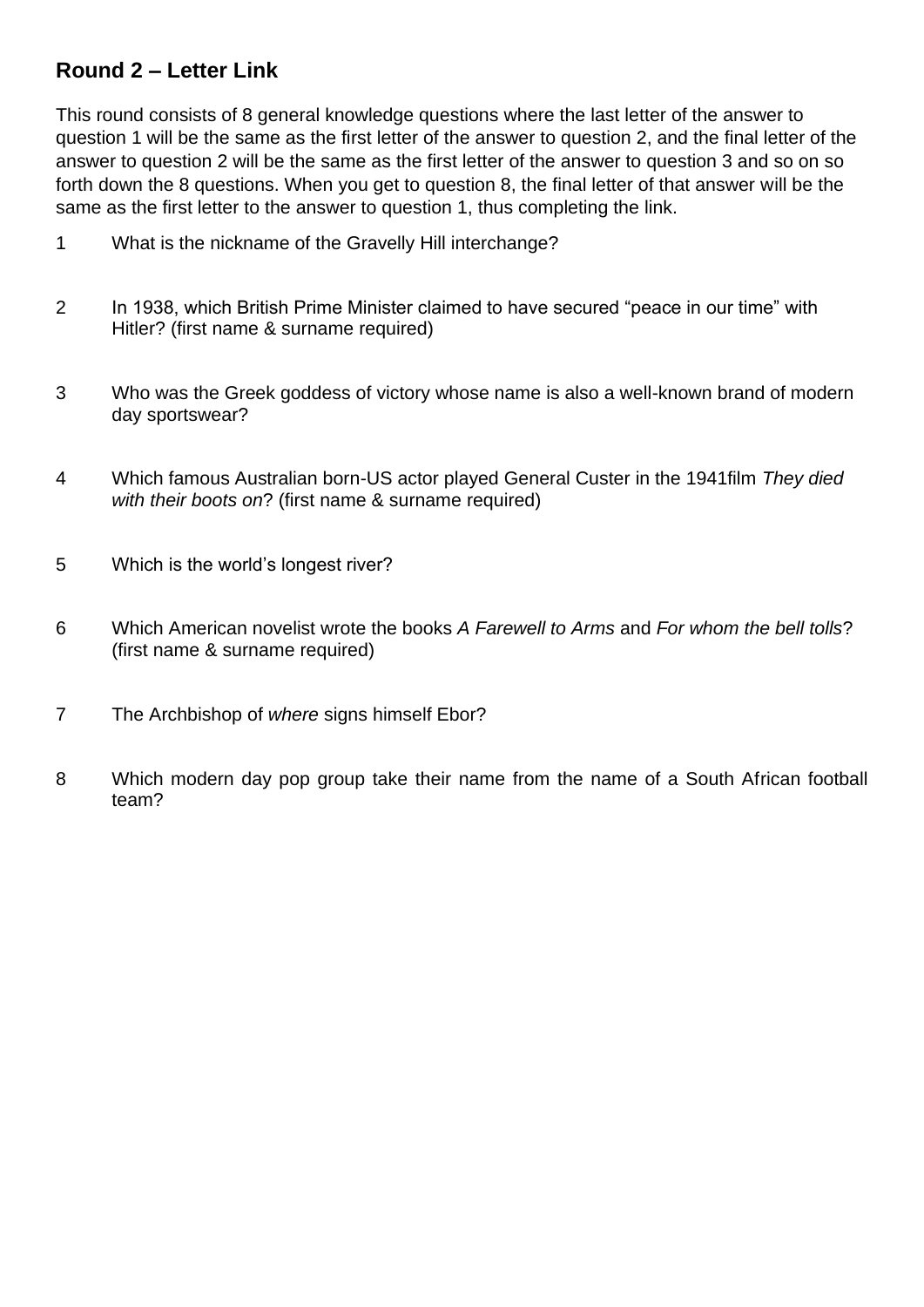## Round 2 – Letter Link

This round consists of 8 general knowledge questions where the last letter of the answer to question 1 will be the same as the first letter of the answer to question 2, and the final letter of the answer to question 2 will be the same as the first letter of the answer to question 3 and so on so forth down the 8 questions. When you get to question 8, the final letter of that answer will be the same as the first letter to the answer to question 1, thus completing the link.

1 What is the nickname of the Gravelly Hill interchange?

2 In 1938, which British Prime Minister claimed to have secured "peace in our time" with Hitler? (first name & surname required)

3 Who was the Greek goddess of victory whose name is also a well-known brand of modern day sportswear?

4 Which famous Australian born-US actor played General Custer in the 1941film *They died with their boots on*? (first name & surname required)

5 Which is the world's longest river?

6 Which American novelist wrote the books *A Farewell to Arms* and *For whom the bell tolls*? (first name & surname required)

7 The Archbishop of *where* signs himself Ebor?

8 Which modern day pop group take their name from the name of a South African football team?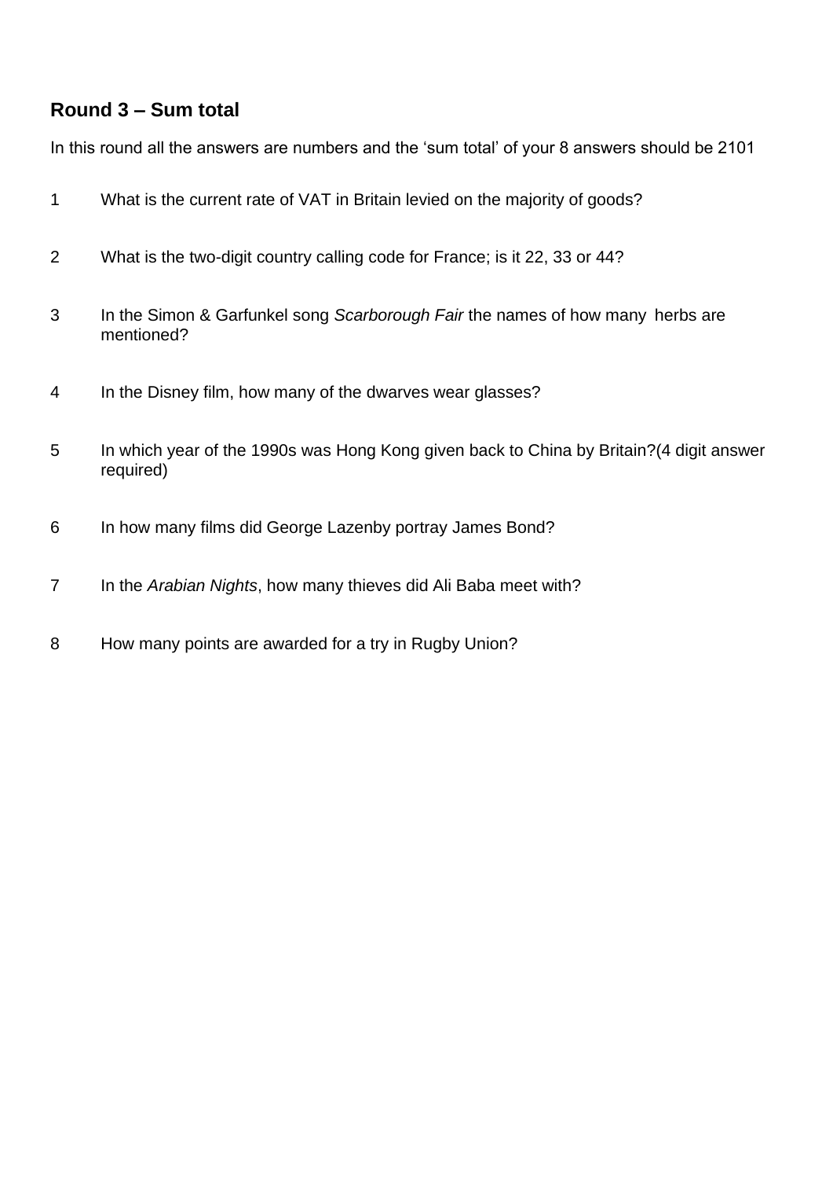## Round 3 – Sum total

In this round all the answers are numbers and the 'sum total' of your 8 answers should be 2101

1. What is the current rate of VAT in Britain levied on the majority of goods?

2. What is the two-digit country calling code for France; is it 22, 33 or 44?

3. In the Simon & Garfunkel song *Scarborough Fair* the names of how many herbs are mentioned?

4. In the Disney film, how many of the dwarves wear glasses?

5. In which year of the 1990s was Hong Kong given back to China by Britain?(4 digit answer required)

6. In how many films did George Lazenby portray James Bond?

7. In the *Arabian Nights*, how many thieves did Ali Baba meet with?

8. How many points are awarded for a try in Rugby Union?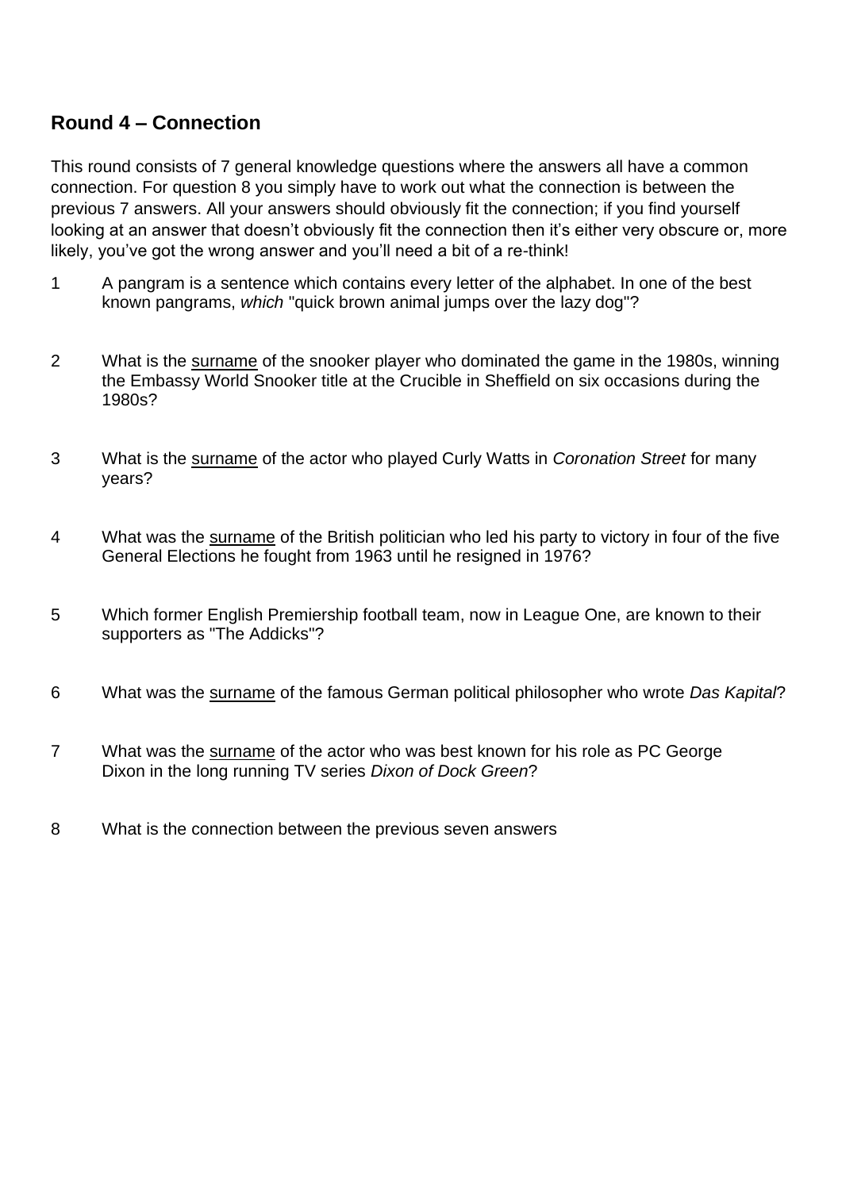## Round 4 – Connection

This round consists of 7 general knowledge questions where the answers all have a common connection. For question 8 you simply have to work out what the connection is between the previous 7 answers. All your answers should obviously fit the connection; if you find yourself looking at an answer that doesn't obviously fit the connection then it's either very obscure or, more likely, you've got the wrong answer and you'll need a bit of a re-think!

1 A pangram is a sentence which contains every letter of the alphabet. In one of the best known pangrams, *which* "quick brown animal jumps over the lazy dog"?

2 What is the surname of the snooker player who dominated the game in the 1980s, winning the Embassy World Snooker title at the Crucible in Sheffield on six occasions during the 1980s?

3 What is the surname of the actor who played Curly Watts in *Coronation Street* for many years?

4 What was the surname of the British politician who led his party to victory in four of the five General Elections he fought from 1963 until he resigned in 1976?

5 Which former English Premiership football team, now in League One, are known to their supporters as "The Addicks"?

6 What was the surname of the famous German political philosopher who wrote *Das Kapital*?

7 What was the surname of the actor who was best known for his role as PC George Dixon in the long running TV series *Dixon of Dock Green*?

8 What is the connection between the previous seven answers